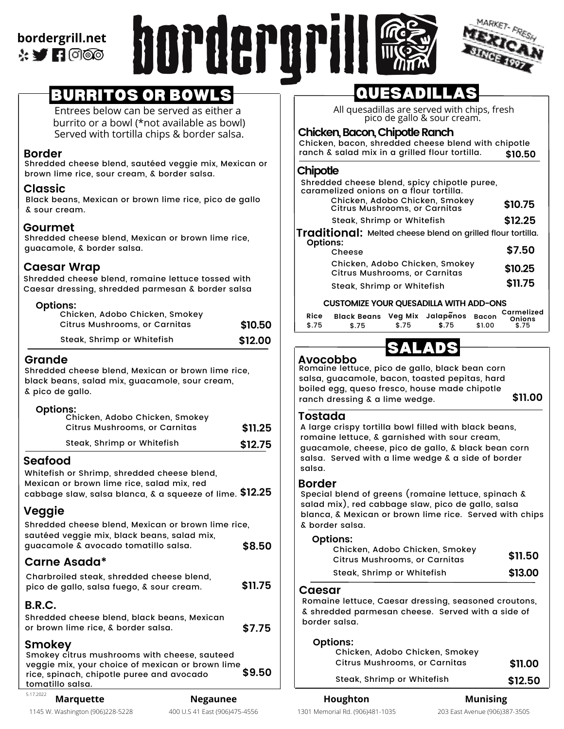bordergrill.net

# bordergrill

MARKET-FRESH MEXICAN SINCE 1997

## BURRITOS OR BOWLS

Entrees below can be served as either a burrito or a bowl (*not available as bowl) Served with tortilla chips & border salsa.

### Border
Shredded cheese blend, sautéed veggie mix, Mexican or brown lime rice, sour cream, & border salsa.

### Classic
Black beans, Mexican or brown lime rice, pico de gallo & sour cream.

### Gourmet
Shredded cheese blend, Mexican or brown lime rice, guacamole, & border salsa.

### Caesar Wrap
Shredded cheese blend, romaine lettuce tossed with Caesar dressing, shredded parmesan & border salsa

**Options:**

| Option | Price |
|---|---|
| Chicken, Adobo Chicken, Smokey Citrus Mushrooms, or Carnitas | $10.50 |
| Steak, Shrimp or Whitefish | $12.00 |

### Grande
Shredded cheese blend, Mexican or brown lime rice, black beans, salad mix, guacamole, sour cream, & pico de gallo.

**Options:**

| Option | Price |
|---|---|
| Chicken, Adobo Chicken, Smokey Citrus Mushrooms, or Carnitas | $11.25 |
| Steak, Shrimp or Whitefish | $12.75 |

### Seafood
Whitefish or Shrimp, shredded cheese blend, Mexican or brown lime rice, salad mix, red cabbage slaw, salsa blanca, & a squeeze of lime. **$12.25**

### Veggie
Shredded cheese blend, Mexican or brown lime rice, sautéed veggie mix, black beans, salad mix, guacamole & avocado tomatillo salsa. **$8.50**

### Carne Asada*
Charbroiled steak, shredded cheese blend, pico de gallo, salsa fuego, & sour cream. **$11.75**

### B.R.C.
Shredded cheese blend, black beans, Mexican or brown lime rice, & border salsa. **$7.75**

### Smokey
Smokey citrus mushrooms with cheese, sauteed veggie mix, your choice of mexican or brown lime rice, spinach, chipotle puree and avocado tomatillo salsa. **$9.50**

## QUESADILLAS

All quesadillas are served with chips, fresh pico de gallo & sour cream.

### Chicken, Bacon, Chipotle Ranch
Chicken, bacon, shredded cheese blend with chipotle ranch & salad mix in a grilled flour tortilla. **$10.50**

### Chipotle
Shredded cheese blend, spicy chipotle puree, caramelized onions on a flour tortilla.

| Option | Price |
|---|---|
| Chicken, Adobo Chicken, Smokey Citrus Mushrooms, or Carnitas | $10.75 |
| Steak, Shrimp or Whitefish | $12.25 |

### Traditional: Melted cheese blend on grilled flour tortilla.

**Options:**

| Option | Price |
|---|---|
| Cheese | $7.50 |
| Chicken, Adobo Chicken, Smokey Citrus Mushrooms, or Carnitas | $10.25 |
| Steak, Shrimp or Whitefish | $11.75 |

**CUSTOMIZE YOUR QUESADILLA WITH ADD-ONS**

| Rice | Black Beans | Veg Mix | Jalapeños | Bacon | Carmelized Onions |
|---|---|---|---|---|---|
| $.75 | $.75 | $.75 | $.75 | $1.00 | $.75 |

## SALADS

### Avocobbo
Romaine lettuce, pico de gallo, black bean corn salsa, guacamole, bacon, toasted pepitas, hard boiled egg, queso fresco, house made chipotle ranch dressing & a lime wedge. **$11.00**

### Tostada
A large crispy tortilla bowl filled with black beans, romaine lettuce, & garnished with sour cream, guacamole, cheese, pico de gallo, & black bean corn salsa. Served with a lime wedge & a side of border salsa.

### Border
Special blend of greens (romaine lettuce, spinach & salad mix), red cabbage slaw, pico de gallo, salsa blanca, & Mexican or brown lime rice. Served with chips & border salsa.

**Options:**

| Option | Price |
|---|---|
| Chicken, Adobo Chicken, Smokey Citrus Mushrooms, or Carnitas | $11.50 |
| Steak, Shrimp or Whitefish | $13.00 |

### Caesar
Romaine lettuce, Caesar dressing, seasoned croutons, & shredded parmesan cheese. Served with a side of border salsa.

**Options:**

| Option | Price |
|---|---|
| Chicken, Adobo Chicken, Smokey Citrus Mushrooms, or Carnitas | $11.00 |
| Steak, Shrimp or Whitefish | $12.50 |

5.17.2022

**Marquette** 1145 W. Washington (906)228-5228

**Negaunee** 400 U.S 41 East (906)475-4556

**Houghton** 1301 Memorial Rd. (906)481-1035

**Munising** 203 East Avenue (906)387-3505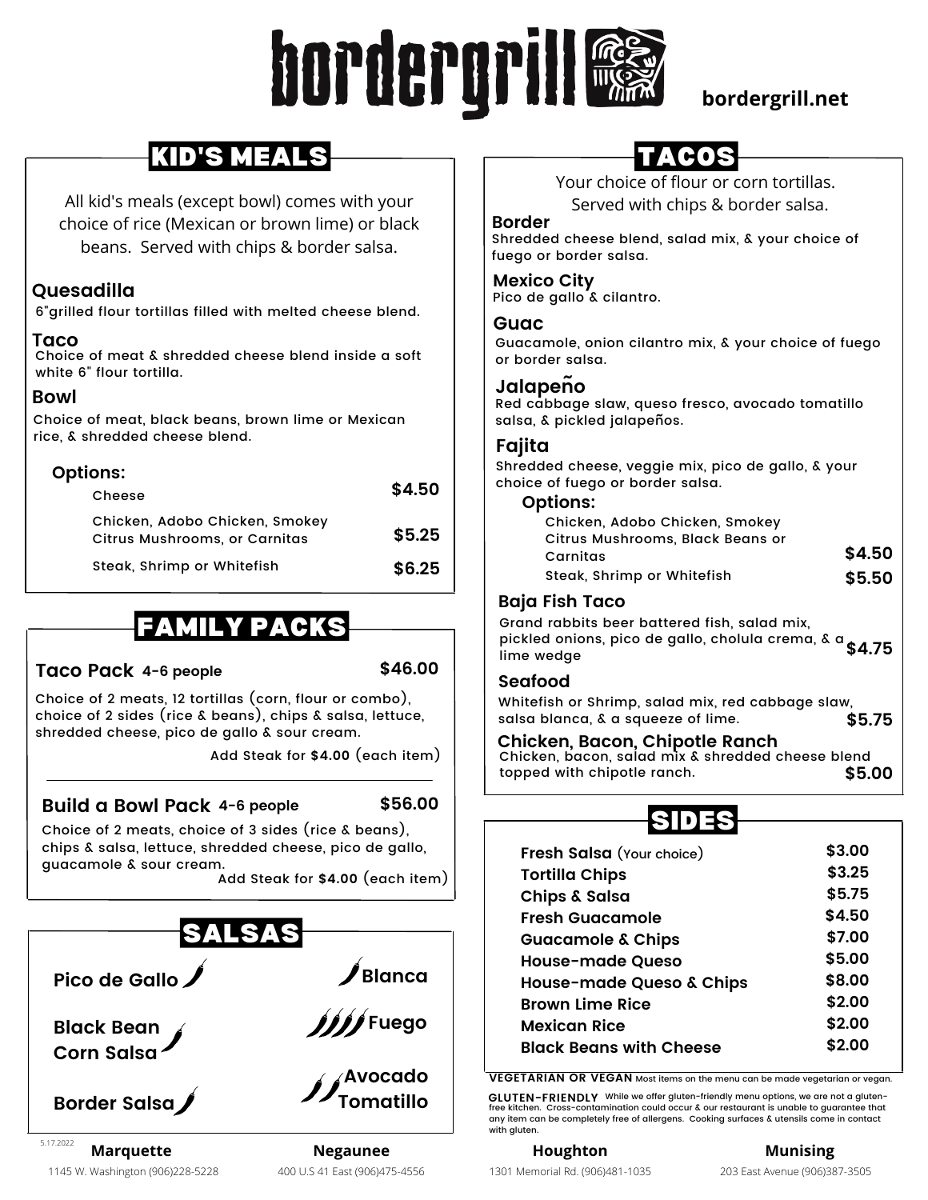# bordergrill

bordergrill.net

## KID'S MEALS

All kid's meals (except bowl) comes with your choice of rice (Mexican or brown lime) or black beans. Served with chips & border salsa.

### Quesadilla

6"grilled flour tortillas filled with melted cheese blend.

### Taco

Choice of meat & shredded cheese blend inside a soft white 6" flour tortilla.

### Bowl

Choice of meat, black beans, brown lime or Mexican rice, & shredded cheese blend.

**Options:**

| | |
|---|---|
| Cheese | **$4.50** |
| Chicken, Adobo Chicken, Smokey Citrus Mushrooms, or Carnitas | **$5.25** |
| Steak, Shrimp or Whitefish | **$6.25** |

## FAMILY PACKS

**Taco Pack** **4-6 people** **$46.00**

Choice of 2 meats, 12 tortillas (corn, flour or combo), choice of 2 sides (rice & beans), chips & salsa, lettuce, shredded cheese, pico de gallo & sour cream.

Add Steak for **$4.00** (each item)

**Build a Bowl Pack** **4-6 people** **$56.00**

Choice of 2 meats, choice of 3 sides (rice & beans), chips & salsa, lettuce, shredded cheese, pico de gallo, guacamole & sour cream.

Add Steak for **$4.00** (each item)

## SALSAS

- **Pico de Gallo** (1 pepper)
- **Blanca** (1 pepper)
- **Black Bean Corn Salsa** (1 pepper)
- **Fuego** (4 peppers)
- **Border Salsa** (1 pepper)
- **Avocado Tomatillo** (2 peppers)

## TACOS

Your choice of flour or corn tortillas. Served with chips & border salsa.

### Border

Shredded cheese blend, salad mix, & your choice of fuego or border salsa.

### Mexico City

Pico de gallo & cilantro.

### Guac

Guacamole, onion cilantro mix, & your choice of fuego or border salsa.

### Jalapeño

Red cabbage slaw, queso fresco, avocado tomatillo salsa, & pickled jalapeños.

### Fajita

Shredded cheese, veggie mix, pico de gallo, & your choice of fuego or border salsa.

**Options:**

| | |
|---|---|
| Chicken, Adobo Chicken, Smokey Citrus Mushrooms, Black Beans or Carnitas | **$4.50** |
| Steak, Shrimp or Whitefish | **$5.50** |

### Baja Fish Taco — $4.75

Grand rabbits beer battered fish, salad mix, pickled onions, pico de gallo, cholula crema, & a lime wedge

### Seafood — $5.75

Whitefish or Shrimp, salad mix, red cabbage slaw, salsa blanca, & a squeeze of lime.

### Chicken, Bacon, Chipotle Ranch — $5.00

Chicken, bacon, salad mix & shredded cheese blend topped with chipotle ranch.

## SIDES

| | |
|---|---|
| **Fresh Salsa** (Your choice) | **$3.00** |
| **Tortilla Chips** | **$3.25** |
| **Chips & Salsa** | **$5.75** |
| **Fresh Guacamole** | **$4.50** |
| **Guacamole & Chips** | **$7.00** |
| **House-made Queso** | **$5.00** |
| **House-made Queso & Chips** | **$8.00** |
| **Brown Lime Rice** | **$2.00** |
| **Mexican Rice** | **$2.00** |
| **Black Beans with Cheese** | **$2.00** |

**VEGETARIAN OR VEGAN** Most items on the menu can be made vegetarian or vegan.

**GLUTEN-FRIENDLY** While we offer gluten-friendly menu options, we are not a gluten-free kitchen. Cross-contamination could occur & our restaurant is unable to guarantee that any item can be completely free of allergens. Cooking surfaces & utensils come in contact with gluten.

5.17.2022

**Marquette** 1145 W. Washington (906)228-5228

**Negaunee** 400 U.S 41 East (906)475-4556

**Houghton** 1301 Memorial Rd. (906)481-1035

**Munising** 203 East Avenue (906)387-3505